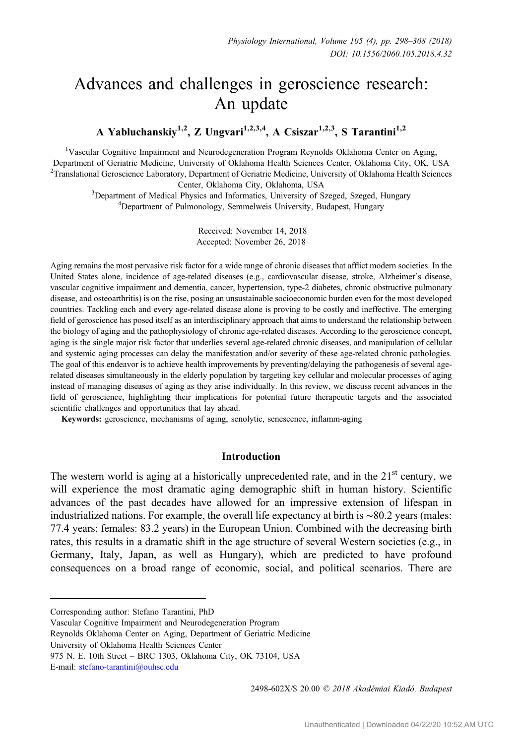# Advances and challenges in geroscience research: An update

**A Yabluchanskiy[1,2], Z Ungvari[1,2,3,4], A Csiszar[1,2,3], S Tarantini[1,2]**

[1]Vascular Cognitive Impairment and Neurodegeneration Program Reynolds Oklahoma Center on Aging, Department of Geriatric Medicine, University of Oklahoma Health Sciences Center, Oklahoma City, OK, USA
[2]Translational Geroscience Laboratory, Department of Geriatric Medicine, University of Oklahoma Health Sciences Center, Oklahoma City, Oklahoma, USA
[3]Department of Medical Physics and Informatics, University of Szeged, Szeged, Hungary
[4]Department of Pulmonology, Semmelweis University, Budapest, Hungary

Received: November 14, 2018
Accepted: November 26, 2018

Aging remains the most pervasive risk factor for a wide range of chronic diseases that afflict modern societies. In the United States alone, incidence of age-related diseases (e.g., cardiovascular disease, stroke, Alzheimer's disease, vascular cognitive impairment and dementia, cancer, hypertension, type-2 diabetes, chronic obstructive pulmonary disease, and osteoarthritis) is on the rise, posing an unsustainable socioeconomic burden even for the most developed countries. Tackling each and every age-related disease alone is proving to be costly and ineffective. The emerging field of geroscience has posed itself as an interdisciplinary approach that aims to understand the relationship between the biology of aging and the pathophysiology of chronic age-related diseases. According to the geroscience concept, aging is the single major risk factor that underlies several age-related chronic diseases, and manipulation of cellular and systemic aging processes can delay the manifestation and/or severity of these age-related chronic pathologies. The goal of this endeavor is to achieve health improvements by preventing/delaying the pathogenesis of several age-related diseases simultaneously in the elderly population by targeting key cellular and molecular processes of aging instead of managing diseases of aging as they arise individually. In this review, we discuss recent advances in the field of geroscience, highlighting their implications for potential future therapeutic targets and the associated scientific challenges and opportunities that lay ahead.

**Keywords:** geroscience, mechanisms of aging, senolytic, senescence, inflamm-aging

## Introduction

The western world is aging at a historically unprecedented rate, and in the 21st century, we will experience the most dramatic aging demographic shift in human history. Scientific advances of the past decades have allowed for an impressive extension of lifespan in industrialized nations. For example, the overall life expectancy at birth is ∼80.2 years (males: 77.4 years; females: 83.2 years) in the European Union. Combined with the decreasing birth rates, this results in a dramatic shift in the age structure of several Western societies (e.g., in Germany, Italy, Japan, as well as Hungary), which are predicted to have profound consequences on a broad range of economic, social, and political scenarios. There are

Corresponding author: Stefano Tarantini, PhD
Vascular Cognitive Impairment and Neurodegeneration Program
Reynolds Oklahoma Center on Aging, Department of Geriatric Medicine
University of Oklahoma Health Sciences Center
975 N. E. 10th Street – BRC 1303, Oklahoma City, OK 73104, USA
E-mail: stefano-tarantini@ouhsc.edu

2498-602X/$ 20.00 © 2018 Akadémiai Kiadó, Budapest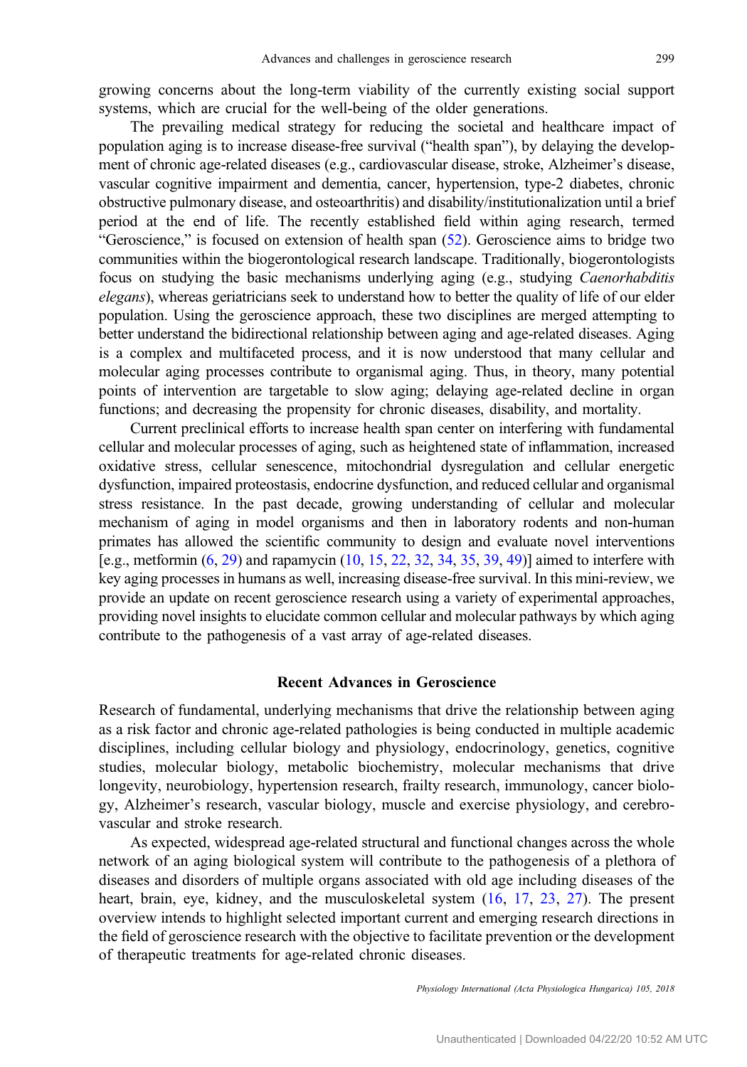growing concerns about the long-term viability of the currently existing social support systems, which are crucial for the well-being of the older generations.

The prevailing medical strategy for reducing the societal and healthcare impact of population aging is to increase disease-free survival ("health span"), by delaying the development of chronic age-related diseases (e.g., cardiovascular disease, stroke, Alzheimer's disease, vascular cognitive impairment and dementia, cancer, hypertension, type-2 diabetes, chronic obstructive pulmonary disease, and osteoarthritis) and disability/institutionalization until a brief period at the end of life. The recently established field within aging research, termed "Geroscience," is focused on extension of health span (52). Geroscience aims to bridge two communities within the biogerontological research landscape. Traditionally, biogerontologists focus on studying the basic mechanisms underlying aging (e.g., studying *Caenorhabditis elegans*), whereas geriatricians seek to understand how to better the quality of life of our elder population. Using the geroscience approach, these two disciplines are merged attempting to better understand the bidirectional relationship between aging and age-related diseases. Aging is a complex and multifaceted process, and it is now understood that many cellular and molecular aging processes contribute to organismal aging. Thus, in theory, many potential points of intervention are targetable to slow aging; delaying age-related decline in organ functions; and decreasing the propensity for chronic diseases, disability, and mortality.

Current preclinical efforts to increase health span center on interfering with fundamental cellular and molecular processes of aging, such as heightened state of inflammation, increased oxidative stress, cellular senescence, mitochondrial dysregulation and cellular energetic dysfunction, impaired proteostasis, endocrine dysfunction, and reduced cellular and organismal stress resistance. In the past decade, growing understanding of cellular and molecular mechanism of aging in model organisms and then in laboratory rodents and non-human primates has allowed the scientific community to design and evaluate novel interventions [e.g., metformin (6, 29) and rapamycin (10, 15, 22, 32, 34, 35, 39, 49)] aimed to interfere with key aging processes in humans as well, increasing disease-free survival. In this mini-review, we provide an update on recent geroscience research using a variety of experimental approaches, providing novel insights to elucidate common cellular and molecular pathways by which aging contribute to the pathogenesis of a vast array of age-related diseases.

## Recent Advances in Geroscience

Research of fundamental, underlying mechanisms that drive the relationship between aging as a risk factor and chronic age-related pathologies is being conducted in multiple academic disciplines, including cellular biology and physiology, endocrinology, genetics, cognitive studies, molecular biology, metabolic biochemistry, molecular mechanisms that drive longevity, neurobiology, hypertension research, frailty research, immunology, cancer biology, Alzheimer's research, vascular biology, muscle and exercise physiology, and cerebrovascular and stroke research.

As expected, widespread age-related structural and functional changes across the whole network of an aging biological system will contribute to the pathogenesis of a plethora of diseases and disorders of multiple organs associated with old age including diseases of the heart, brain, eye, kidney, and the musculoskeletal system (16, 17, 23, 27). The present overview intends to highlight selected important current and emerging research directions in the field of geroscience research with the objective to facilitate prevention or the development of therapeutic treatments for age-related chronic diseases.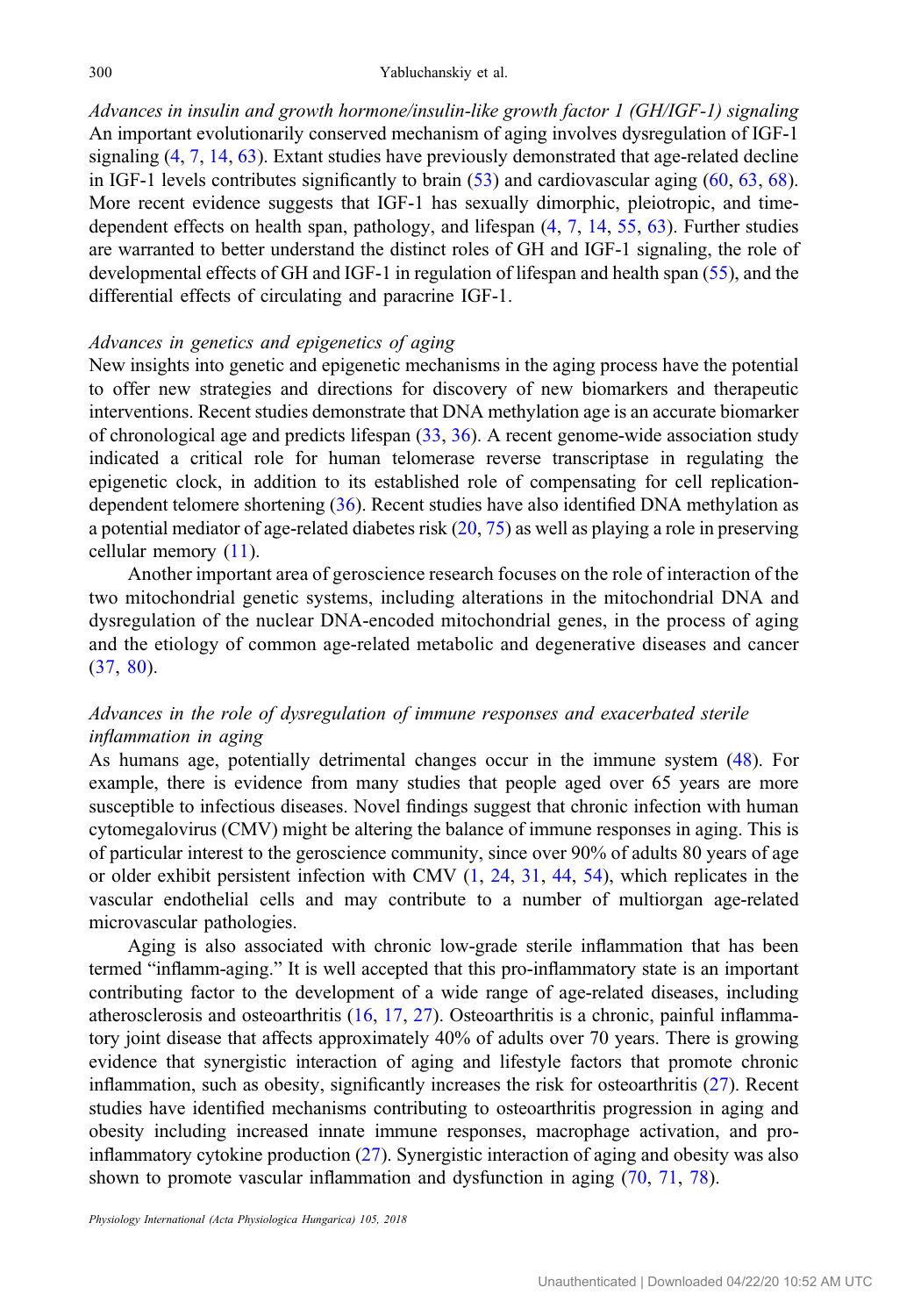*Advances in insulin and growth hormone/insulin-like growth factor 1 (GH/IGF-1) signaling*
An important evolutionarily conserved mechanism of aging involves dysregulation of IGF-1 signaling (4, 7, 14, 63). Extant studies have previously demonstrated that age-related decline in IGF-1 levels contributes significantly to brain (53) and cardiovascular aging (60, 63, 68). More recent evidence suggests that IGF-1 has sexually dimorphic, pleiotropic, and time-dependent effects on health span, pathology, and lifespan (4, 7, 14, 55, 63). Further studies are warranted to better understand the distinct roles of GH and IGF-1 signaling, the role of developmental effects of GH and IGF-1 in regulation of lifespan and health span (55), and the differential effects of circulating and paracrine IGF-1.

*Advances in genetics and epigenetics of aging*
New insights into genetic and epigenetic mechanisms in the aging process have the potential to offer new strategies and directions for discovery of new biomarkers and therapeutic interventions. Recent studies demonstrate that DNA methylation age is an accurate biomarker of chronological age and predicts lifespan (33, 36). A recent genome-wide association study indicated a critical role for human telomerase reverse transcriptase in regulating the epigenetic clock, in addition to its established role of compensating for cell replication-dependent telomere shortening (36). Recent studies have also identified DNA methylation as a potential mediator of age-related diabetes risk (20, 75) as well as playing a role in preserving cellular memory (11).

Another important area of geroscience research focuses on the role of interaction of the two mitochondrial genetic systems, including alterations in the mitochondrial DNA and dysregulation of the nuclear DNA-encoded mitochondrial genes, in the process of aging and the etiology of common age-related metabolic and degenerative diseases and cancer (37, 80).

*Advances in the role of dysregulation of immune responses and exacerbated sterile inflammation in aging*
As humans age, potentially detrimental changes occur in the immune system (48). For example, there is evidence from many studies that people aged over 65 years are more susceptible to infectious diseases. Novel findings suggest that chronic infection with human cytomegalovirus (CMV) might be altering the balance of immune responses in aging. This is of particular interest to the geroscience community, since over 90% of adults 80 years of age or older exhibit persistent infection with CMV (1, 24, 31, 44, 54), which replicates in the vascular endothelial cells and may contribute to a number of multiorgan age-related microvascular pathologies.

Aging is also associated with chronic low-grade sterile inflammation that has been termed "inflamm-aging." It is well accepted that this pro-inflammatory state is an important contributing factor to the development of a wide range of age-related diseases, including atherosclerosis and osteoarthritis (16, 17, 27). Osteoarthritis is a chronic, painful inflammatory joint disease that affects approximately 40% of adults over 70 years. There is growing evidence that synergistic interaction of aging and lifestyle factors that promote chronic inflammation, such as obesity, significantly increases the risk for osteoarthritis (27). Recent studies have identified mechanisms contributing to osteoarthritis progression in aging and obesity including increased innate immune responses, macrophage activation, and pro-inflammatory cytokine production (27). Synergistic interaction of aging and obesity was also shown to promote vascular inflammation and dysfunction in aging (70, 71, 78).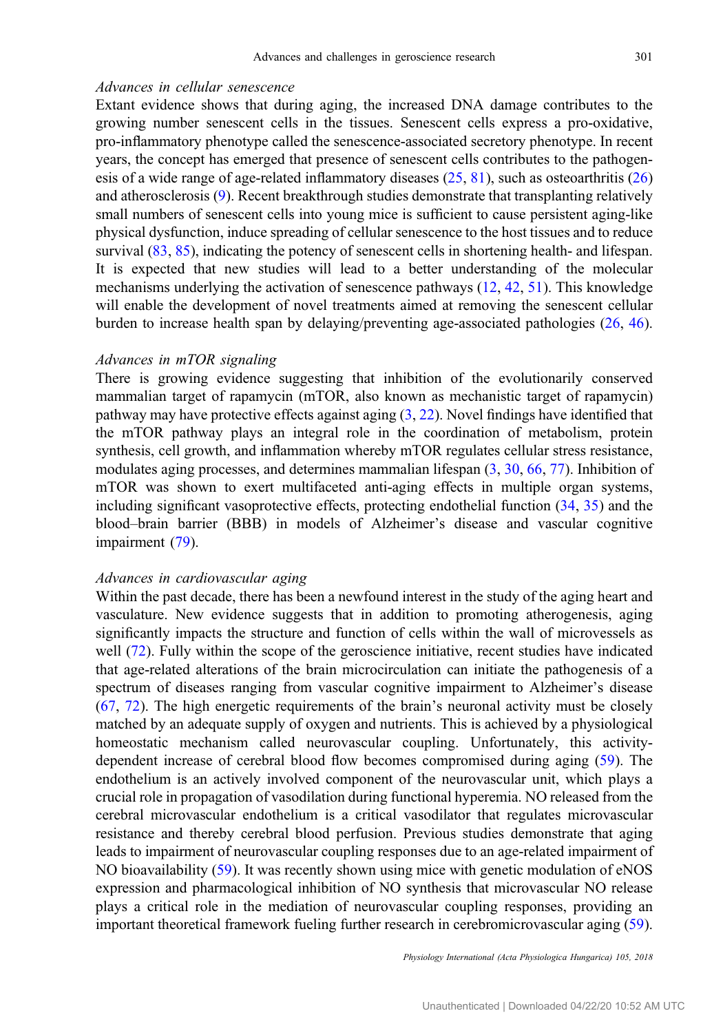*Advances in cellular senescence*

Extant evidence shows that during aging, the increased DNA damage contributes to the growing number senescent cells in the tissues. Senescent cells express a pro-oxidative, pro-inflammatory phenotype called the senescence-associated secretory phenotype. In recent years, the concept has emerged that presence of senescent cells contributes to the pathogenesis of a wide range of age-related inflammatory diseases (25, 81), such as osteoarthritis (26) and atherosclerosis (9). Recent breakthrough studies demonstrate that transplanting relatively small numbers of senescent cells into young mice is sufficient to cause persistent aging-like physical dysfunction, induce spreading of cellular senescence to the host tissues and to reduce survival (83, 85), indicating the potency of senescent cells in shortening health- and lifespan. It is expected that new studies will lead to a better understanding of the molecular mechanisms underlying the activation of senescence pathways (12, 42, 51). This knowledge will enable the development of novel treatments aimed at removing the senescent cellular burden to increase health span by delaying/preventing age-associated pathologies (26, 46).

*Advances in mTOR signaling*

There is growing evidence suggesting that inhibition of the evolutionarily conserved mammalian target of rapamycin (mTOR, also known as mechanistic target of rapamycin) pathway may have protective effects against aging (3, 22). Novel findings have identified that the mTOR pathway plays an integral role in the coordination of metabolism, protein synthesis, cell growth, and inflammation whereby mTOR regulates cellular stress resistance, modulates aging processes, and determines mammalian lifespan (3, 30, 66, 77). Inhibition of mTOR was shown to exert multifaceted anti-aging effects in multiple organ systems, including significant vasoprotective effects, protecting endothelial function (34, 35) and the blood–brain barrier (BBB) in models of Alzheimer's disease and vascular cognitive impairment (79).

*Advances in cardiovascular aging*

Within the past decade, there has been a newfound interest in the study of the aging heart and vasculature. New evidence suggests that in addition to promoting atherogenesis, aging significantly impacts the structure and function of cells within the wall of microvessels as well (72). Fully within the scope of the geroscience initiative, recent studies have indicated that age-related alterations of the brain microcirculation can initiate the pathogenesis of a spectrum of diseases ranging from vascular cognitive impairment to Alzheimer's disease (67, 72). The high energetic requirements of the brain's neuronal activity must be closely matched by an adequate supply of oxygen and nutrients. This is achieved by a physiological homeostatic mechanism called neurovascular coupling. Unfortunately, this activity-dependent increase of cerebral blood flow becomes compromised during aging (59). The endothelium is an actively involved component of the neurovascular unit, which plays a crucial role in propagation of vasodilation during functional hyperemia. NO released from the cerebral microvascular endothelium is a critical vasodilator that regulates microvascular resistance and thereby cerebral blood perfusion. Previous studies demonstrate that aging leads to impairment of neurovascular coupling responses due to an age-related impairment of NO bioavailability (59). It was recently shown using mice with genetic modulation of eNOS expression and pharmacological inhibition of NO synthesis that microvascular NO release plays a critical role in the mediation of neurovascular coupling responses, providing an important theoretical framework fueling further research in cerebromicrovascular aging (59).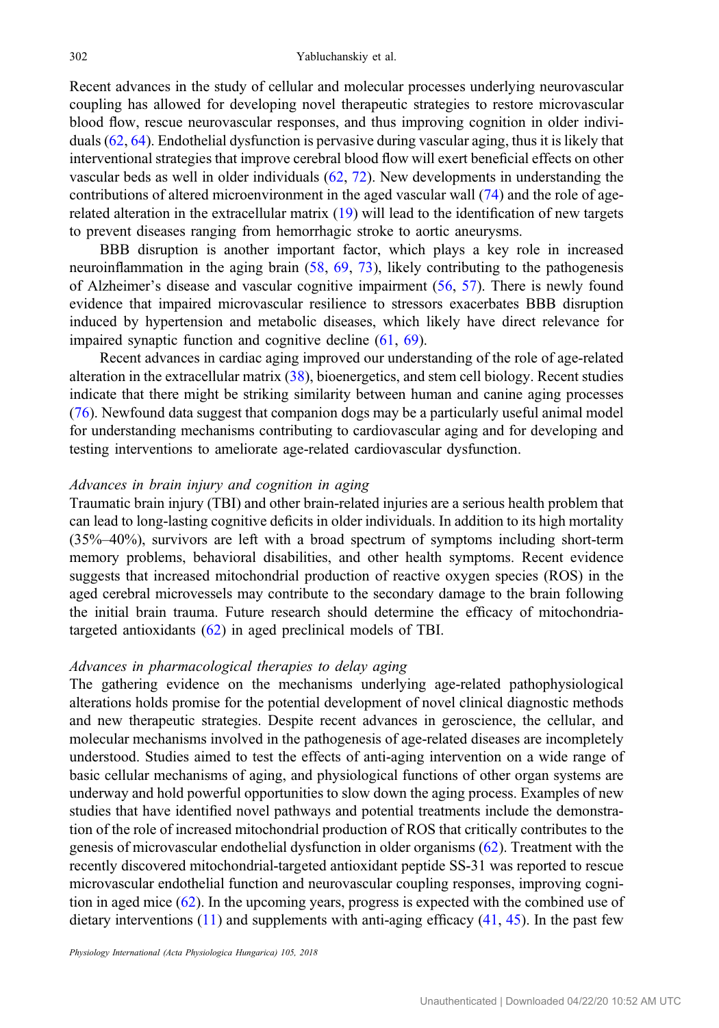Recent advances in the study of cellular and molecular processes underlying neurovascular coupling has allowed for developing novel therapeutic strategies to restore microvascular blood flow, rescue neurovascular responses, and thus improving cognition in older individuals (62, 64). Endothelial dysfunction is pervasive during vascular aging, thus it is likely that interventional strategies that improve cerebral blood flow will exert beneficial effects on other vascular beds as well in older individuals (62, 72). New developments in understanding the contributions of altered microenvironment in the aged vascular wall (74) and the role of age-related alteration in the extracellular matrix (19) will lead to the identification of new targets to prevent diseases ranging from hemorrhagic stroke to aortic aneurysms.

BBB disruption is another important factor, which plays a key role in increased neuroinflammation in the aging brain (58, 69, 73), likely contributing to the pathogenesis of Alzheimer's disease and vascular cognitive impairment (56, 57). There is newly found evidence that impaired microvascular resilience to stressors exacerbates BBB disruption induced by hypertension and metabolic diseases, which likely have direct relevance for impaired synaptic function and cognitive decline (61, 69).

Recent advances in cardiac aging improved our understanding of the role of age-related alteration in the extracellular matrix (38), bioenergetics, and stem cell biology. Recent studies indicate that there might be striking similarity between human and canine aging processes (76). Newfound data suggest that companion dogs may be a particularly useful animal model for understanding mechanisms contributing to cardiovascular aging and for developing and testing interventions to ameliorate age-related cardiovascular dysfunction.

*Advances in brain injury and cognition in aging*

Traumatic brain injury (TBI) and other brain-related injuries are a serious health problem that can lead to long-lasting cognitive deficits in older individuals. In addition to its high mortality (35%–40%), survivors are left with a broad spectrum of symptoms including short-term memory problems, behavioral disabilities, and other health symptoms. Recent evidence suggests that increased mitochondrial production of reactive oxygen species (ROS) in the aged cerebral microvessels may contribute to the secondary damage to the brain following the initial brain trauma. Future research should determine the efficacy of mitochondria-targeted antioxidants (62) in aged preclinical models of TBI.

*Advances in pharmacological therapies to delay aging*

The gathering evidence on the mechanisms underlying age-related pathophysiological alterations holds promise for the potential development of novel clinical diagnostic methods and new therapeutic strategies. Despite recent advances in geroscience, the cellular, and molecular mechanisms involved in the pathogenesis of age-related diseases are incompletely understood. Studies aimed to test the effects of anti-aging intervention on a wide range of basic cellular mechanisms of aging, and physiological functions of other organ systems are underway and hold powerful opportunities to slow down the aging process. Examples of new studies that have identified novel pathways and potential treatments include the demonstration of the role of increased mitochondrial production of ROS that critically contributes to the genesis of microvascular endothelial dysfunction in older organisms (62). Treatment with the recently discovered mitochondrial-targeted antioxidant peptide SS-31 was reported to rescue microvascular endothelial function and neurovascular coupling responses, improving cognition in aged mice (62). In the upcoming years, progress is expected with the combined use of dietary interventions (11) and supplements with anti-aging efficacy (41, 45). In the past few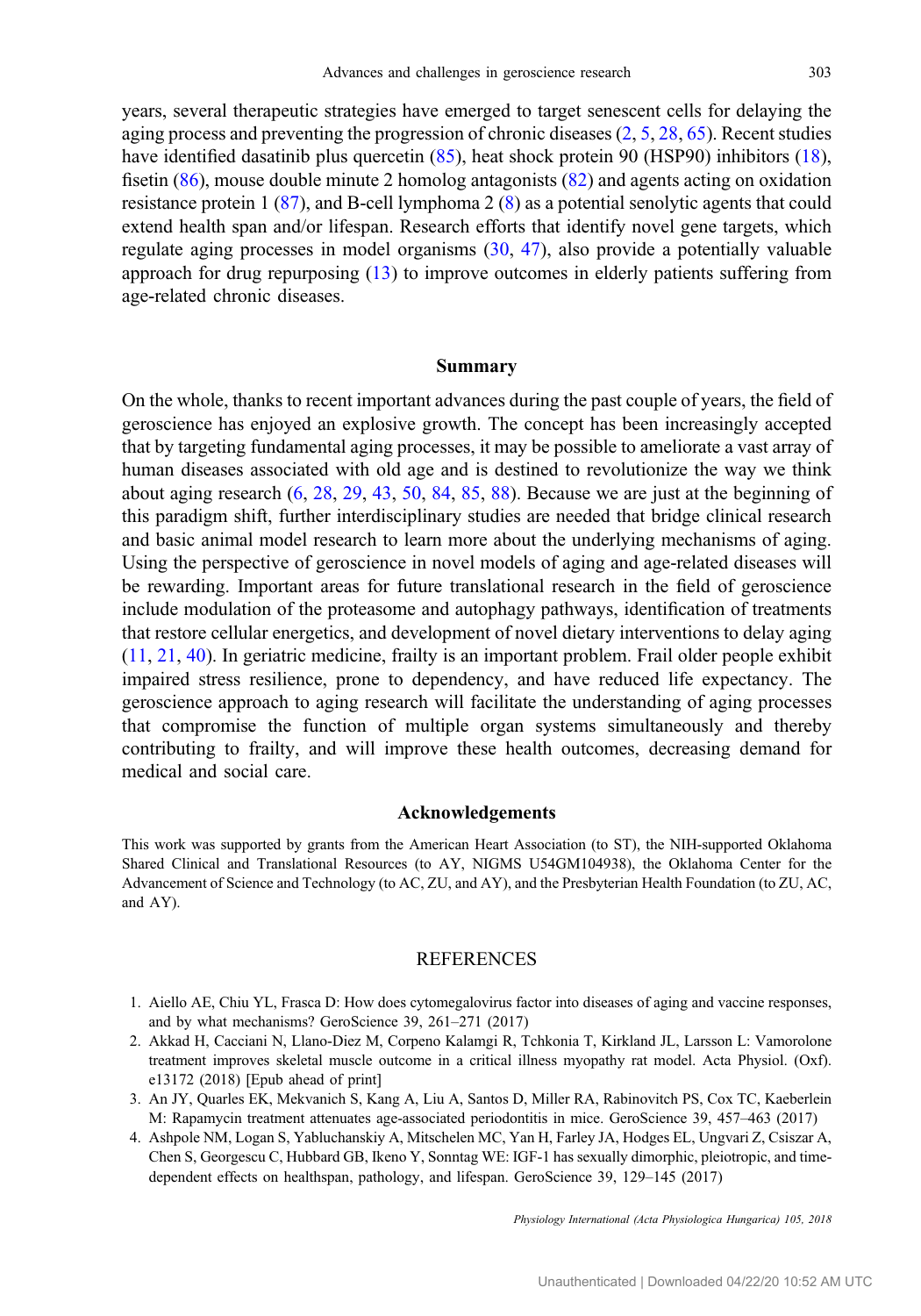years, several therapeutic strategies have emerged to target senescent cells for delaying the aging process and preventing the progression of chronic diseases (2, 5, 28, 65). Recent studies have identified dasatinib plus quercetin (85), heat shock protein 90 (HSP90) inhibitors (18), fisetin (86), mouse double minute 2 homolog antagonists (82) and agents acting on oxidation resistance protein 1 (87), and B-cell lymphoma 2 (8) as a potential senolytic agents that could extend health span and/or lifespan. Research efforts that identify novel gene targets, which regulate aging processes in model organisms (30, 47), also provide a potentially valuable approach for drug repurposing (13) to improve outcomes in elderly patients suffering from age-related chronic diseases.

## Summary

On the whole, thanks to recent important advances during the past couple of years, the field of geroscience has enjoyed an explosive growth. The concept has been increasingly accepted that by targeting fundamental aging processes, it may be possible to ameliorate a vast array of human diseases associated with old age and is destined to revolutionize the way we think about aging research (6, 28, 29, 43, 50, 84, 85, 88). Because we are just at the beginning of this paradigm shift, further interdisciplinary studies are needed that bridge clinical research and basic animal model research to learn more about the underlying mechanisms of aging. Using the perspective of geroscience in novel models of aging and age-related diseases will be rewarding. Important areas for future translational research in the field of geroscience include modulation of the proteasome and autophagy pathways, identification of treatments that restore cellular energetics, and development of novel dietary interventions to delay aging (11, 21, 40). In geriatric medicine, frailty is an important problem. Frail older people exhibit impaired stress resilience, prone to dependency, and have reduced life expectancy. The geroscience approach to aging research will facilitate the understanding of aging processes that compromise the function of multiple organ systems simultaneously and thereby contributing to frailty, and will improve these health outcomes, decreasing demand for medical and social care.

## Acknowledgements

This work was supported by grants from the American Heart Association (to ST), the NIH-supported Oklahoma Shared Clinical and Translational Resources (to AY, NIGMS U54GM104938), the Oklahoma Center for the Advancement of Science and Technology (to AC, ZU, and AY), and the Presbyterian Health Foundation (to ZU, AC, and AY).

## REFERENCES

1. Aiello AE, Chiu YL, Frasca D: How does cytomegalovirus factor into diseases of aging and vaccine responses, and by what mechanisms? GeroScience 39, 261–271 (2017)
2. Akkad H, Cacciani N, Llano-Diez M, Corpeno Kalamgi R, Tchkonia T, Kirkland JL, Larsson L: Vamorolone treatment improves skeletal muscle outcome in a critical illness myopathy rat model. Acta Physiol. (Oxf). e13172 (2018) [Epub ahead of print]
3. An JY, Quarles EK, Mekvanich S, Kang A, Liu A, Santos D, Miller RA, Rabinovitch PS, Cox TC, Kaeberlein M: Rapamycin treatment attenuates age-associated periodontitis in mice. GeroScience 39, 457–463 (2017)
4. Ashpole NM, Logan S, Yabluchanskiy A, Mitschelen MC, Yan H, Farley JA, Hodges EL, Ungvari Z, Csiszar A, Chen S, Georgescu C, Hubbard GB, Ikeno Y, Sonntag WE: IGF-1 has sexually dimorphic, pleiotropic, and time-dependent effects on healthspan, pathology, and lifespan. GeroScience 39, 129–145 (2017)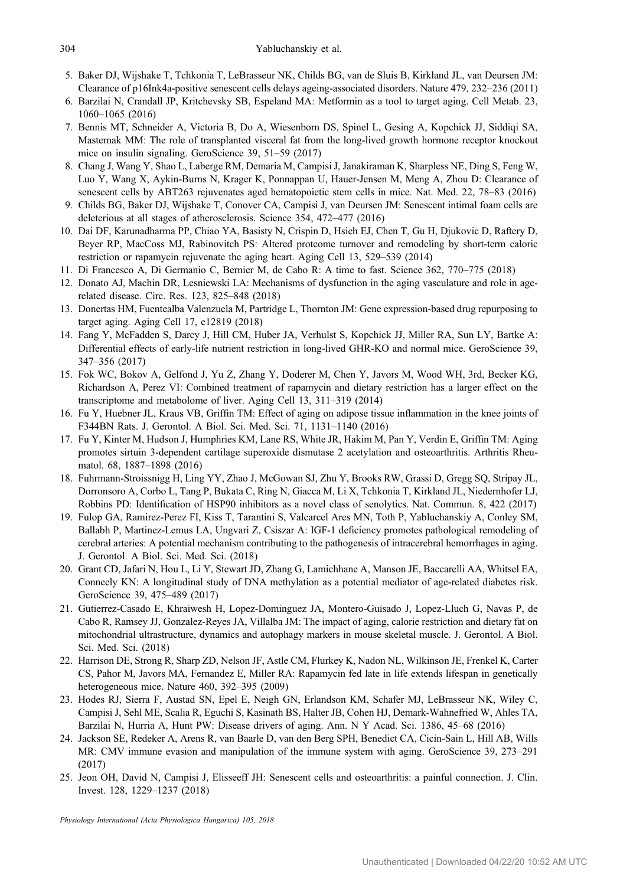5. Baker DJ, Wijshake T, Tchkonia T, LeBrasseur NK, Childs BG, van de Sluis B, Kirkland JL, van Deursen JM: Clearance of p16Ink4a-positive senescent cells delays ageing-associated disorders. Nature 479, 232–236 (2011)
6. Barzilai N, Crandall JP, Kritchevsky SB, Espeland MA: Metformin as a tool to target aging. Cell Metab. 23, 1060–1065 (2016)
7. Bennis MT, Schneider A, Victoria B, Do A, Wiesenborn DS, Spinel L, Gesing A, Kopchick JJ, Siddiqi SA, Masternak MM: The role of transplanted visceral fat from the long-lived growth hormone receptor knockout mice on insulin signaling. GeroScience 39, 51–59 (2017)
8. Chang J, Wang Y, Shao L, Laberge RM, Demaria M, Campisi J, Janakiraman K, Sharpless NE, Ding S, Feng W, Luo Y, Wang X, Aykin-Burns N, Krager K, Ponnappan U, Hauer-Jensen M, Meng A, Zhou D: Clearance of senescent cells by ABT263 rejuvenates aged hematopoietic stem cells in mice. Nat. Med. 22, 78–83 (2016)
9. Childs BG, Baker DJ, Wijshake T, Conover CA, Campisi J, van Deursen JM: Senescent intimal foam cells are deleterious at all stages of atherosclerosis. Science 354, 472–477 (2016)
10. Dai DF, Karunadharma PP, Chiao YA, Basisty N, Crispin D, Hsieh EJ, Chen T, Gu H, Djukovic D, Raftery D, Beyer RP, MacCoss MJ, Rabinovitch PS: Altered proteome turnover and remodeling by short-term caloric restriction or rapamycin rejuvenate the aging heart. Aging Cell 13, 529–539 (2014)
11. Di Francesco A, Di Germanio C, Bernier M, de Cabo R: A time to fast. Science 362, 770–775 (2018)
12. Donato AJ, Machin DR, Lesniewski LA: Mechanisms of dysfunction in the aging vasculature and role in age-related disease. Circ. Res. 123, 825–848 (2018)
13. Donertas HM, Fuentealba Valenzuela M, Partridge L, Thornton JM: Gene expression-based drug repurposing to target aging. Aging Cell 17, e12819 (2018)
14. Fang Y, McFadden S, Darcy J, Hill CM, Huber JA, Verhulst S, Kopchick JJ, Miller RA, Sun LY, Bartke A: Differential effects of early-life nutrient restriction in long-lived GHR-KO and normal mice. GeroScience 39, 347–356 (2017)
15. Fok WC, Bokov A, Gelfond J, Yu Z, Zhang Y, Doderer M, Chen Y, Javors M, Wood WH, 3rd, Becker KG, Richardson A, Perez VI: Combined treatment of rapamycin and dietary restriction has a larger effect on the transcriptome and metabolome of liver. Aging Cell 13, 311–319 (2014)
16. Fu Y, Huebner JL, Kraus VB, Griffin TM: Effect of aging on adipose tissue inflammation in the knee joints of F344BN Rats. J. Gerontol. A Biol. Sci. Med. Sci. 71, 1131–1140 (2016)
17. Fu Y, Kinter M, Hudson J, Humphries KM, Lane RS, White JR, Hakim M, Pan Y, Verdin E, Griffin TM: Aging promotes sirtuin 3-dependent cartilage superoxide dismutase 2 acetylation and osteoarthritis. Arthritis Rheumatol. 68, 1887–1898 (2016)
18. Fuhrmann-Stroissnigg H, Ling YY, Zhao J, McGowan SJ, Zhu Y, Brooks RW, Grassi D, Gregg SQ, Stripay JL, Dorronsoro A, Corbo L, Tang P, Bukata C, Ring N, Giacca M, Li X, Tchkonia T, Kirkland JL, Niedernhofer LJ, Robbins PD: Identification of HSP90 inhibitors as a novel class of senolytics. Nat. Commun. 8, 422 (2017)
19. Fulop GA, Ramirez-Perez FI, Kiss T, Tarantini S, Valcarcel Ares MN, Toth P, Yabluchanskiy A, Conley SM, Ballabh P, Martinez-Lemus LA, Ungvari Z, Csiszar A: IGF-1 deficiency promotes pathological remodeling of cerebral arteries: A potential mechanism contributing to the pathogenesis of intracerebral hemorrhages in aging. J. Gerontol. A Biol. Sci. Med. Sci. (2018)
20. Grant CD, Jafari N, Hou L, Li Y, Stewart JD, Zhang G, Lamichhane A, Manson JE, Baccarelli AA, Whitsel EA, Conneely KN: A longitudinal study of DNA methylation as a potential mediator of age-related diabetes risk. GeroScience 39, 475–489 (2017)
21. Gutierrez-Casado E, Khraiwesh H, Lopez-Dominguez JA, Montero-Guisado J, Lopez-Lluch G, Navas P, de Cabo R, Ramsey JJ, Gonzalez-Reyes JA, Villalba JM: The impact of aging, calorie restriction and dietary fat on mitochondrial ultrastructure, dynamics and autophagy markers in mouse skeletal muscle. J. Gerontol. A Biol. Sci. Med. Sci. (2018)
22. Harrison DE, Strong R, Sharp ZD, Nelson JF, Astle CM, Flurkey K, Nadon NL, Wilkinson JE, Frenkel K, Carter CS, Pahor M, Javors MA, Fernandez E, Miller RA: Rapamycin fed late in life extends lifespan in genetically heterogeneous mice. Nature 460, 392–395 (2009)
23. Hodes RJ, Sierra F, Austad SN, Epel E, Neigh GN, Erlandson KM, Schafer MJ, LeBrasseur NK, Wiley C, Campisi J, Sehl ME, Scalia R, Eguchi S, Kasinath BS, Halter JB, Cohen HJ, Demark-Wahnefried W, Ahles TA, Barzilai N, Hurria A, Hunt PW: Disease drivers of aging. Ann. N Y Acad. Sci. 1386, 45–68 (2016)
24. Jackson SE, Redeker A, Arens R, van Baarle D, van den Berg SPH, Benedict CA, Cicin-Sain L, Hill AB, Wills MR: CMV immune evasion and manipulation of the immune system with aging. GeroScience 39, 273–291 (2017)
25. Jeon OH, David N, Campisi J, Elisseeff JH: Senescent cells and osteoarthritis: a painful connection. J. Clin. Invest. 128, 1229–1237 (2018)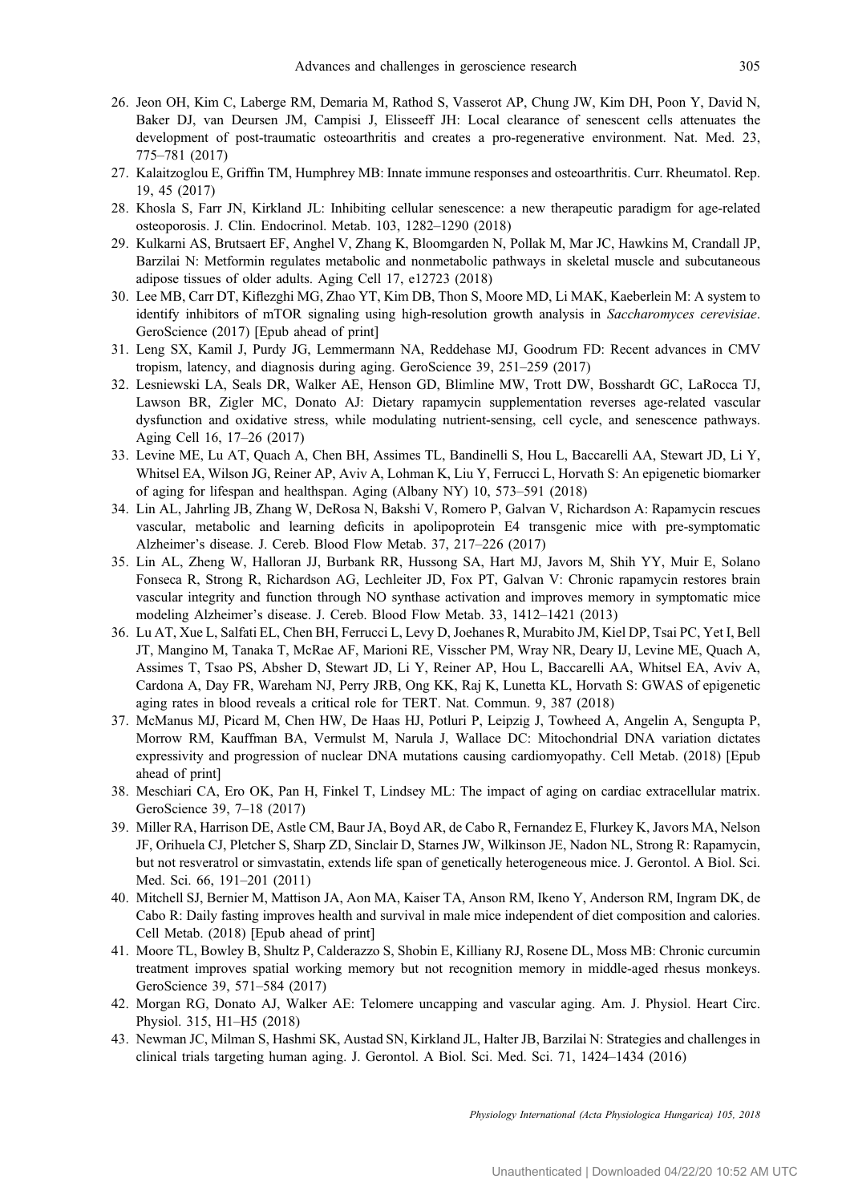26. Jeon OH, Kim C, Laberge RM, Demaria M, Rathod S, Vasserot AP, Chung JW, Kim DH, Poon Y, David N, Baker DJ, van Deursen JM, Campisi J, Elisseeff JH: Local clearance of senescent cells attenuates the development of post-traumatic osteoarthritis and creates a pro-regenerative environment. Nat. Med. 23, 775–781 (2017)
27. Kalaitzoglou E, Griffin TM, Humphrey MB: Innate immune responses and osteoarthritis. Curr. Rheumatol. Rep. 19, 45 (2017)
28. Khosla S, Farr JN, Kirkland JL: Inhibiting cellular senescence: a new therapeutic paradigm for age-related osteoporosis. J. Clin. Endocrinol. Metab. 103, 1282–1290 (2018)
29. Kulkarni AS, Brutsaert EF, Anghel V, Zhang K, Bloomgarden N, Pollak M, Mar JC, Hawkins M, Crandall JP, Barzilai N: Metformin regulates metabolic and nonmetabolic pathways in skeletal muscle and subcutaneous adipose tissues of older adults. Aging Cell 17, e12723 (2018)
30. Lee MB, Carr DT, Kiflezghi MG, Zhao YT, Kim DB, Thon S, Moore MD, Li MAK, Kaeberlein M: A system to identify inhibitors of mTOR signaling using high-resolution growth analysis in *Saccharomyces cerevisiae*. GeroScience (2017) [Epub ahead of print]
31. Leng SX, Kamil J, Purdy JG, Lemmermann NA, Reddehase MJ, Goodrum FD: Recent advances in CMV tropism, latency, and diagnosis during aging. GeroScience 39, 251–259 (2017)
32. Lesniewski LA, Seals DR, Walker AE, Henson GD, Blimline MW, Trott DW, Bosshardt GC, LaRocca TJ, Lawson BR, Zigler MC, Donato AJ: Dietary rapamycin supplementation reverses age-related vascular dysfunction and oxidative stress, while modulating nutrient-sensing, cell cycle, and senescence pathways. Aging Cell 16, 17–26 (2017)
33. Levine ME, Lu AT, Quach A, Chen BH, Assimes TL, Bandinelli S, Hou L, Baccarelli AA, Stewart JD, Li Y, Whitsel EA, Wilson JG, Reiner AP, Aviv A, Lohman K, Liu Y, Ferrucci L, Horvath S: An epigenetic biomarker of aging for lifespan and healthspan. Aging (Albany NY) 10, 573–591 (2018)
34. Lin AL, Jahrling JB, Zhang W, DeRosa N, Bakshi V, Romero P, Galvan V, Richardson A: Rapamycin rescues vascular, metabolic and learning deficits in apolipoprotein E4 transgenic mice with pre-symptomatic Alzheimer's disease. J. Cereb. Blood Flow Metab. 37, 217–226 (2017)
35. Lin AL, Zheng W, Halloran JJ, Burbank RR, Hussong SA, Hart MJ, Javors M, Shih YY, Muir E, Solano Fonseca R, Strong R, Richardson AG, Lechleiter JD, Fox PT, Galvan V: Chronic rapamycin restores brain vascular integrity and function through NO synthase activation and improves memory in symptomatic mice modeling Alzheimer's disease. J. Cereb. Blood Flow Metab. 33, 1412–1421 (2013)
36. Lu AT, Xue L, Salfati EL, Chen BH, Ferrucci L, Levy D, Joehanes R, Murabito JM, Kiel DP, Tsai PC, Yet I, Bell JT, Mangino M, Tanaka T, McRae AF, Marioni RE, Visscher PM, Wray NR, Deary IJ, Levine ME, Quach A, Assimes T, Tsao PS, Absher D, Stewart JD, Li Y, Reiner AP, Hou L, Baccarelli AA, Whitsel EA, Aviv A, Cardona A, Day FR, Wareham NJ, Perry JRB, Ong KK, Raj K, Lunetta KL, Horvath S: GWAS of epigenetic aging rates in blood reveals a critical role for TERT. Nat. Commun. 9, 387 (2018)
37. McManus MJ, Picard M, Chen HW, De Haas HJ, Potluri P, Leipzig J, Towheed A, Angelin A, Sengupta P, Morrow RM, Kauffman BA, Vermulst M, Narula J, Wallace DC: Mitochondrial DNA variation dictates expressivity and progression of nuclear DNA mutations causing cardiomyopathy. Cell Metab. (2018) [Epub ahead of print]
38. Meschiari CA, Ero OK, Pan H, Finkel T, Lindsey ML: The impact of aging on cardiac extracellular matrix. GeroScience 39, 7–18 (2017)
39. Miller RA, Harrison DE, Astle CM, Baur JA, Boyd AR, de Cabo R, Fernandez E, Flurkey K, Javors MA, Nelson JF, Orihuela CJ, Pletcher S, Sharp ZD, Sinclair D, Starnes JW, Wilkinson JE, Nadon NL, Strong R: Rapamycin, but not resveratrol or simvastatin, extends life span of genetically heterogeneous mice. J. Gerontol. A Biol. Sci. Med. Sci. 66, 191–201 (2011)
40. Mitchell SJ, Bernier M, Mattison JA, Aon MA, Kaiser TA, Anson RM, Ikeno Y, Anderson RM, Ingram DK, de Cabo R: Daily fasting improves health and survival in male mice independent of diet composition and calories. Cell Metab. (2018) [Epub ahead of print]
41. Moore TL, Bowley B, Shultz P, Calderazzo S, Shobin E, Killiany RJ, Rosene DL, Moss MB: Chronic curcumin treatment improves spatial working memory but not recognition memory in middle-aged rhesus monkeys. GeroScience 39, 571–584 (2017)
42. Morgan RG, Donato AJ, Walker AE: Telomere uncapping and vascular aging. Am. J. Physiol. Heart Circ. Physiol. 315, H1–H5 (2018)
43. Newman JC, Milman S, Hashmi SK, Austad SN, Kirkland JL, Halter JB, Barzilai N: Strategies and challenges in clinical trials targeting human aging. J. Gerontol. A Biol. Sci. Med. Sci. 71, 1424–1434 (2016)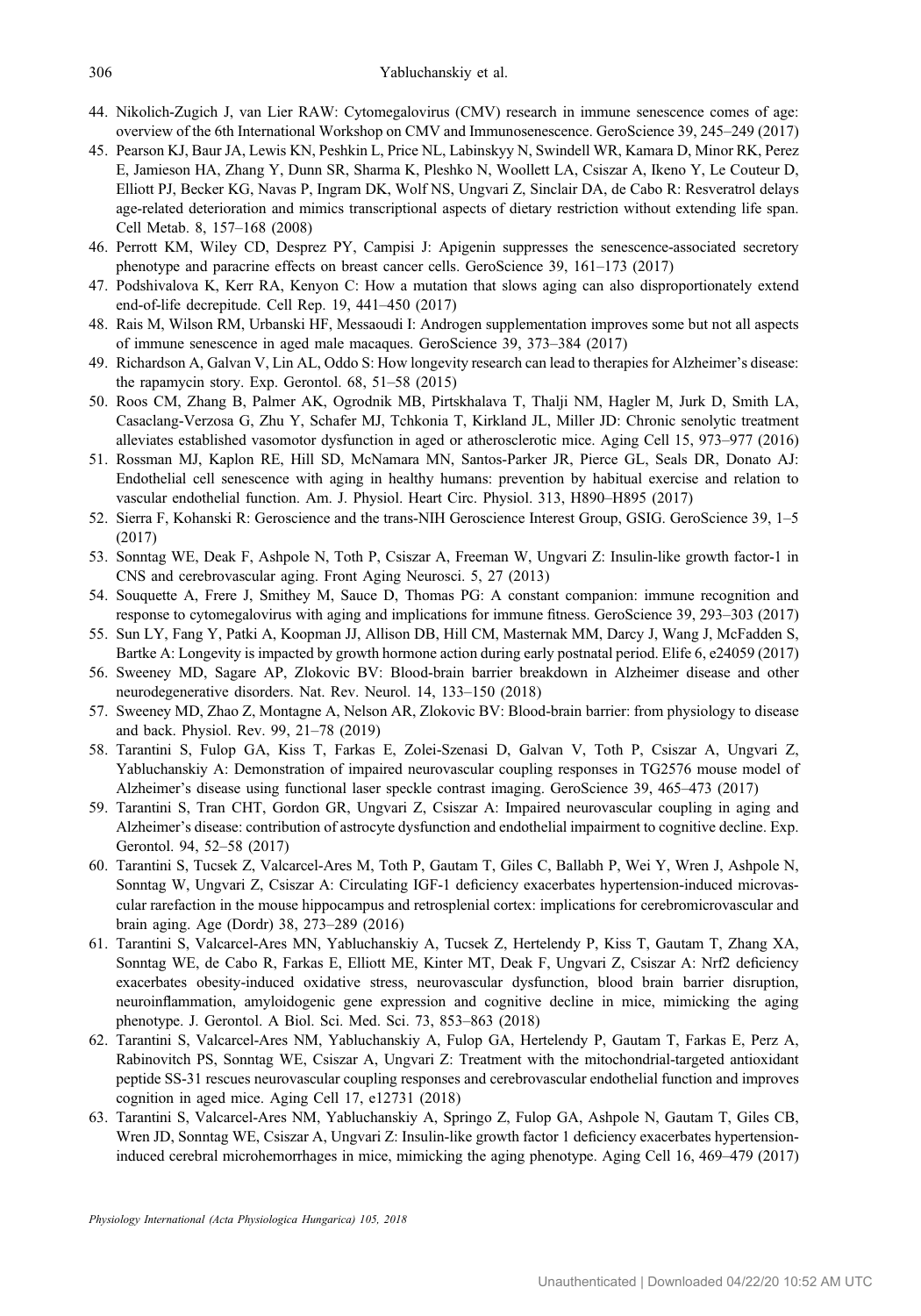44. Nikolich-Zugich J, van Lier RAW: Cytomegalovirus (CMV) research in immune senescence comes of age: overview of the 6th International Workshop on CMV and Immunosenescence. GeroScience 39, 245–249 (2017)
45. Pearson KJ, Baur JA, Lewis KN, Peshkin L, Price NL, Labinskyy N, Swindell WR, Kamara D, Minor RK, Perez E, Jamieson HA, Zhang Y, Dunn SR, Sharma K, Pleshko N, Woollett LA, Csiszar A, Ikeno Y, Le Couteur D, Elliott PJ, Becker KG, Navas P, Ingram DK, Wolf NS, Ungvari Z, Sinclair DA, de Cabo R: Resveratrol delays age-related deterioration and mimics transcriptional aspects of dietary restriction without extending life span. Cell Metab. 8, 157–168 (2008)
46. Perrott KM, Wiley CD, Desprez PY, Campisi J: Apigenin suppresses the senescence-associated secretory phenotype and paracrine effects on breast cancer cells. GeroScience 39, 161–173 (2017)
47. Podshivalova K, Kerr RA, Kenyon C: How a mutation that slows aging can also disproportionately extend end-of-life decrepitude. Cell Rep. 19, 441–450 (2017)
48. Rais M, Wilson RM, Urbanski HF, Messaoudi I: Androgen supplementation improves some but not all aspects of immune senescence in aged male macaques. GeroScience 39, 373–384 (2017)
49. Richardson A, Galvan V, Lin AL, Oddo S: How longevity research can lead to therapies for Alzheimer's disease: the rapamycin story. Exp. Gerontol. 68, 51–58 (2015)
50. Roos CM, Zhang B, Palmer AK, Ogrodnik MB, Pirtskhalava T, Thalji NM, Hagler M, Jurk D, Smith LA, Casaclang-Verzosa G, Zhu Y, Schafer MJ, Tchkonia T, Kirkland JL, Miller JD: Chronic senolytic treatment alleviates established vasomotor dysfunction in aged or atherosclerotic mice. Aging Cell 15, 973–977 (2016)
51. Rossman MJ, Kaplon RE, Hill SD, McNamara MN, Santos-Parker JR, Pierce GL, Seals DR, Donato AJ: Endothelial cell senescence with aging in healthy humans: prevention by habitual exercise and relation to vascular endothelial function. Am. J. Physiol. Heart Circ. Physiol. 313, H890–H895 (2017)
52. Sierra F, Kohanski R: Geroscience and the trans-NIH Geroscience Interest Group, GSIG. GeroScience 39, 1–5 (2017)
53. Sonntag WE, Deak F, Ashpole N, Toth P, Csiszar A, Freeman W, Ungvari Z: Insulin-like growth factor-1 in CNS and cerebrovascular aging. Front Aging Neurosci. 5, 27 (2013)
54. Souquette A, Frere J, Smithey M, Sauce D, Thomas PG: A constant companion: immune recognition and response to cytomegalovirus with aging and implications for immune fitness. GeroScience 39, 293–303 (2017)
55. Sun LY, Fang Y, Patki A, Koopman JJ, Allison DB, Hill CM, Masternak MM, Darcy J, Wang J, McFadden S, Bartke A: Longevity is impacted by growth hormone action during early postnatal period. Elife 6, e24059 (2017)
56. Sweeney MD, Sagare AP, Zlokovic BV: Blood-brain barrier breakdown in Alzheimer disease and other neurodegenerative disorders. Nat. Rev. Neurol. 14, 133–150 (2018)
57. Sweeney MD, Zhao Z, Montagne A, Nelson AR, Zlokovic BV: Blood-brain barrier: from physiology to disease and back. Physiol. Rev. 99, 21–78 (2019)
58. Tarantini S, Fulop GA, Kiss T, Farkas E, Zolei-Szenasi D, Galvan V, Toth P, Csiszar A, Ungvari Z, Yabluchanskiy A: Demonstration of impaired neurovascular coupling responses in TG2576 mouse model of Alzheimer's disease using functional laser speckle contrast imaging. GeroScience 39, 465–473 (2017)
59. Tarantini S, Tran CHT, Gordon GR, Ungvari Z, Csiszar A: Impaired neurovascular coupling in aging and Alzheimer's disease: contribution of astrocyte dysfunction and endothelial impairment to cognitive decline. Exp. Gerontol. 94, 52–58 (2017)
60. Tarantini S, Tucsek Z, Valcarcel-Ares M, Toth P, Gautam T, Giles C, Ballabh P, Wei Y, Wren J, Ashpole N, Sonntag W, Ungvari Z, Csiszar A: Circulating IGF-1 deficiency exacerbates hypertension-induced microvascular rarefaction in the mouse hippocampus and retrosplenial cortex: implications for cerebromicrovascular and brain aging. Age (Dordr) 38, 273–289 (2016)
61. Tarantini S, Valcarcel-Ares MN, Yabluchanskiy A, Tucsek Z, Hertelendy P, Kiss T, Gautam T, Zhang XA, Sonntag WE, de Cabo R, Farkas E, Elliott ME, Kinter MT, Deak F, Ungvari Z, Csiszar A: Nrf2 deficiency exacerbates obesity-induced oxidative stress, neurovascular dysfunction, blood brain barrier disruption, neuroinflammation, amyloidogenic gene expression and cognitive decline in mice, mimicking the aging phenotype. J. Gerontol. A Biol. Sci. Med. Sci. 73, 853–863 (2018)
62. Tarantini S, Valcarcel-Ares NM, Yabluchanskiy A, Fulop GA, Hertelendy P, Gautam T, Farkas E, Perz A, Rabinovitch PS, Sonntag WE, Csiszar A, Ungvari Z: Treatment with the mitochondrial-targeted antioxidant peptide SS-31 rescues neurovascular coupling responses and cerebrovascular endothelial function and improves cognition in aged mice. Aging Cell 17, e12731 (2018)
63. Tarantini S, Valcarcel-Ares NM, Yabluchanskiy A, Springo Z, Fulop GA, Ashpole N, Gautam T, Giles CB, Wren JD, Sonntag WE, Csiszar A, Ungvari Z: Insulin-like growth factor 1 deficiency exacerbates hypertension-induced cerebral microhemorrhages in mice, mimicking the aging phenotype. Aging Cell 16, 469–479 (2017)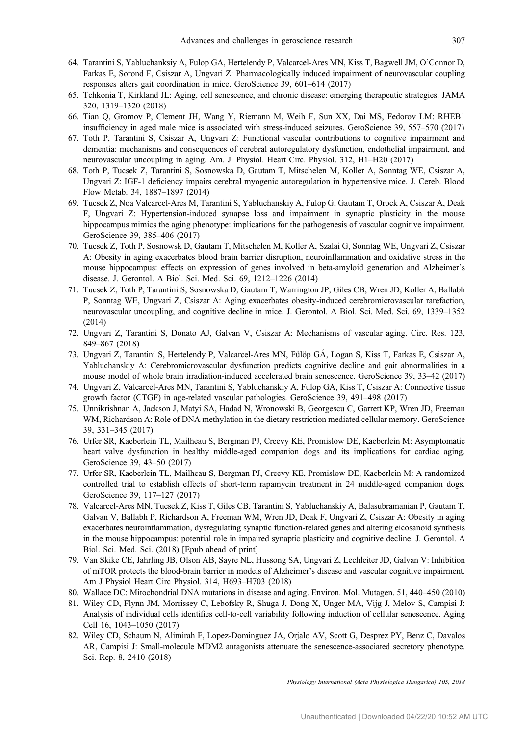64. Tarantini S, Yabluchanksiy A, Fulop GA, Hertelendy P, Valcarcel-Ares MN, Kiss T, Bagwell JM, O'Connor D, Farkas E, Sorond F, Csiszar A, Ungvari Z: Pharmacologically induced impairment of neurovascular coupling responses alters gait coordination in mice. GeroScience 39, 601–614 (2017)
65. Tchkonia T, Kirkland JL: Aging, cell senescence, and chronic disease: emerging therapeutic strategies. JAMA 320, 1319–1320 (2018)
66. Tian Q, Gromov P, Clement JH, Wang Y, Riemann M, Weih F, Sun XX, Dai MS, Fedorov LM: RHEB1 insufficiency in aged male mice is associated with stress-induced seizures. GeroScience 39, 557–570 (2017)
67. Toth P, Tarantini S, Csiszar A, Ungvari Z: Functional vascular contributions to cognitive impairment and dementia: mechanisms and consequences of cerebral autoregulatory dysfunction, endothelial impairment, and neurovascular uncoupling in aging. Am. J. Physiol. Heart Circ. Physiol. 312, H1–H20 (2017)
68. Toth P, Tucsek Z, Tarantini S, Sosnowska D, Gautam T, Mitschelen M, Koller A, Sonntag WE, Csiszar A, Ungvari Z: IGF-1 deficiency impairs cerebral myogenic autoregulation in hypertensive mice. J. Cereb. Blood Flow Metab. 34, 1887–1897 (2014)
69. Tucsek Z, Noa Valcarcel-Ares M, Tarantini S, Yabluchanskiy A, Fulop G, Gautam T, Orock A, Csiszar A, Deak F, Ungvari Z: Hypertension-induced synapse loss and impairment in synaptic plasticity in the mouse hippocampus mimics the aging phenotype: implications for the pathogenesis of vascular cognitive impairment. GeroScience 39, 385–406 (2017)
70. Tucsek Z, Toth P, Sosnowsk D, Gautam T, Mitschelen M, Koller A, Szalai G, Sonntag WE, Ungvari Z, Csiszar A: Obesity in aging exacerbates blood brain barrier disruption, neuroinflammation and oxidative stress in the mouse hippocampus: effects on expression of genes involved in beta-amyloid generation and Alzheimer's disease. J. Gerontol. A Biol. Sci. Med. Sci. 69, 1212–1226 (2014)
71. Tucsek Z, Toth P, Tarantini S, Sosnowska D, Gautam T, Warrington JP, Giles CB, Wren JD, Koller A, Ballabh P, Sonntag WE, Ungvari Z, Csiszar A: Aging exacerbates obesity-induced cerebromicrovascular rarefaction, neurovascular uncoupling, and cognitive decline in mice. J. Gerontol. A Biol. Sci. Med. Sci. 69, 1339–1352 (2014)
72. Ungvari Z, Tarantini S, Donato AJ, Galvan V, Csiszar A: Mechanisms of vascular aging. Circ. Res. 123, 849–867 (2018)
73. Ungvari Z, Tarantini S, Hertelendy P, Valcarcel-Ares MN, Fülöp GÁ, Logan S, Kiss T, Farkas E, Csiszar A, Yabluchanskiy A: Cerebromicrovascular dysfunction predicts cognitive decline and gait abnormalities in a mouse model of whole brain irradiation-induced accelerated brain senescence. GeroScience 39, 33–42 (2017)
74. Ungvari Z, Valcarcel-Ares MN, Tarantini S, Yabluchanskiy A, Fulop GA, Kiss T, Csiszar A: Connective tissue growth factor (CTGF) in age-related vascular pathologies. GeroScience 39, 491–498 (2017)
75. Unnikrishnan A, Jackson J, Matyi SA, Hadad N, Wronowski B, Georgescu C, Garrett KP, Wren JD, Freeman WM, Richardson A: Role of DNA methylation in the dietary restriction mediated cellular memory. GeroScience 39, 331–345 (2017)
76. Urfer SR, Kaeberlein TL, Mailheau S, Bergman PJ, Creevy KE, Promislow DE, Kaeberlein M: Asymptomatic heart valve dysfunction in healthy middle-aged companion dogs and its implications for cardiac aging. GeroScience 39, 43–50 (2017)
77. Urfer SR, Kaeberlein TL, Mailheau S, Bergman PJ, Creevy KE, Promislow DE, Kaeberlein M: A randomized controlled trial to establish effects of short-term rapamycin treatment in 24 middle-aged companion dogs. GeroScience 39, 117–127 (2017)
78. Valcarcel-Ares MN, Tucsek Z, Kiss T, Giles CB, Tarantini S, Yabluchanskiy A, Balasubramanian P, Gautam T, Galvan V, Ballabh P, Richardson A, Freeman WM, Wren JD, Deak F, Ungvari Z, Csiszar A: Obesity in aging exacerbates neuroinflammation, dysregulating synaptic function-related genes and altering eicosanoid synthesis in the mouse hippocampus: potential role in impaired synaptic plasticity and cognitive decline. J. Gerontol. A Biol. Sci. Med. Sci. (2018) [Epub ahead of print]
79. Van Skike CE, Jahrling JB, Olson AB, Sayre NL, Hussong SA, Ungvari Z, Lechleiter JD, Galvan V: Inhibition of mTOR protects the blood-brain barrier in models of Alzheimer's disease and vascular cognitive impairment. Am J Physiol Heart Circ Physiol. 314, H693–H703 (2018)
80. Wallace DC: Mitochondrial DNA mutations in disease and aging. Environ. Mol. Mutagen. 51, 440–450 (2010)
81. Wiley CD, Flynn JM, Morrissey C, Lebofsky R, Shuga J, Dong X, Unger MA, Vijg J, Melov S, Campisi J: Analysis of individual cells identifies cell-to-cell variability following induction of cellular senescence. Aging Cell 16, 1043–1050 (2017)
82. Wiley CD, Schaum N, Alimirah F, Lopez-Dominguez JA, Orjalo AV, Scott G, Desprez PY, Benz C, Davalos AR, Campisi J: Small-molecule MDM2 antagonists attenuate the senescence-associated secretory phenotype. Sci. Rep. 8, 2410 (2018)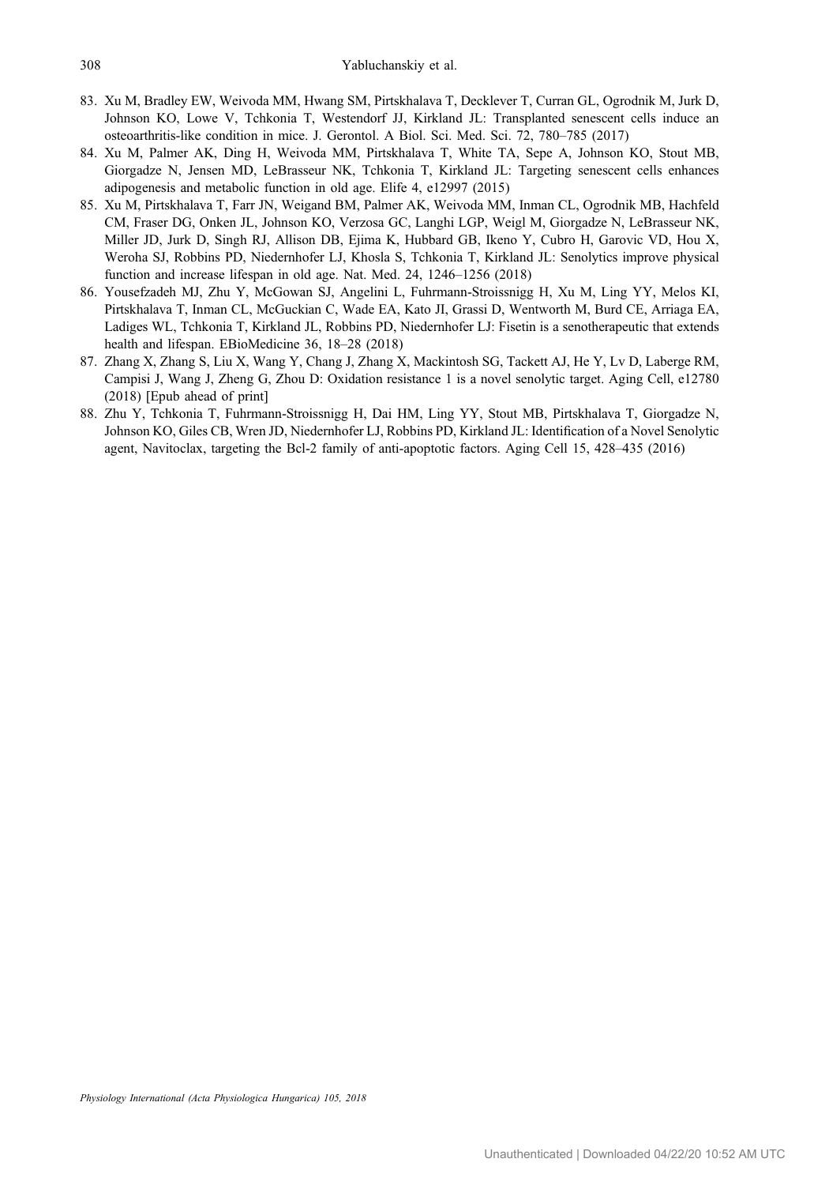83. Xu M, Bradley EW, Weivoda MM, Hwang SM, Pirtskhalava T, Decklever T, Curran GL, Ogrodnik M, Jurk D, Johnson KO, Lowe V, Tchkonia T, Westendorf JJ, Kirkland JL: Transplanted senescent cells induce an osteoarthritis-like condition in mice. J. Gerontol. A Biol. Sci. Med. Sci. 72, 780–785 (2017)
84. Xu M, Palmer AK, Ding H, Weivoda MM, Pirtskhalava T, White TA, Sepe A, Johnson KO, Stout MB, Giorgadze N, Jensen MD, LeBrasseur NK, Tchkonia T, Kirkland JL: Targeting senescent cells enhances adipogenesis and metabolic function in old age. Elife 4, e12997 (2015)
85. Xu M, Pirtskhalava T, Farr JN, Weigand BM, Palmer AK, Weivoda MM, Inman CL, Ogrodnik MB, Hachfeld CM, Fraser DG, Onken JL, Johnson KO, Verzosa GC, Langhi LGP, Weigl M, Giorgadze N, LeBrasseur NK, Miller JD, Jurk D, Singh RJ, Allison DB, Ejima K, Hubbard GB, Ikeno Y, Cubro H, Garovic VD, Hou X, Weroha SJ, Robbins PD, Niedernhofer LJ, Khosla S, Tchkonia T, Kirkland JL: Senolytics improve physical function and increase lifespan in old age. Nat. Med. 24, 1246–1256 (2018)
86. Yousefzadeh MJ, Zhu Y, McGowan SJ, Angelini L, Fuhrmann-Stroissnigg H, Xu M, Ling YY, Melos KI, Pirtskhalava T, Inman CL, McGuckian C, Wade EA, Kato JI, Grassi D, Wentworth M, Burd CE, Arriaga EA, Ladiges WL, Tchkonia T, Kirkland JL, Robbins PD, Niedernhofer LJ: Fisetin is a senotherapeutic that extends health and lifespan. EBioMedicine 36, 18–28 (2018)
87. Zhang X, Zhang S, Liu X, Wang Y, Chang J, Zhang X, Mackintosh SG, Tackett AJ, He Y, Lv D, Laberge RM, Campisi J, Wang J, Zheng G, Zhou D: Oxidation resistance 1 is a novel senolytic target. Aging Cell, e12780 (2018) [Epub ahead of print]
88. Zhu Y, Tchkonia T, Fuhrmann-Stroissnigg H, Dai HM, Ling YY, Stout MB, Pirtskhalava T, Giorgadze N, Johnson KO, Giles CB, Wren JD, Niedernhofer LJ, Robbins PD, Kirkland JL: Identification of a Novel Senolytic agent, Navitoclax, targeting the Bcl-2 family of anti-apoptotic factors. Aging Cell 15, 428–435 (2016)